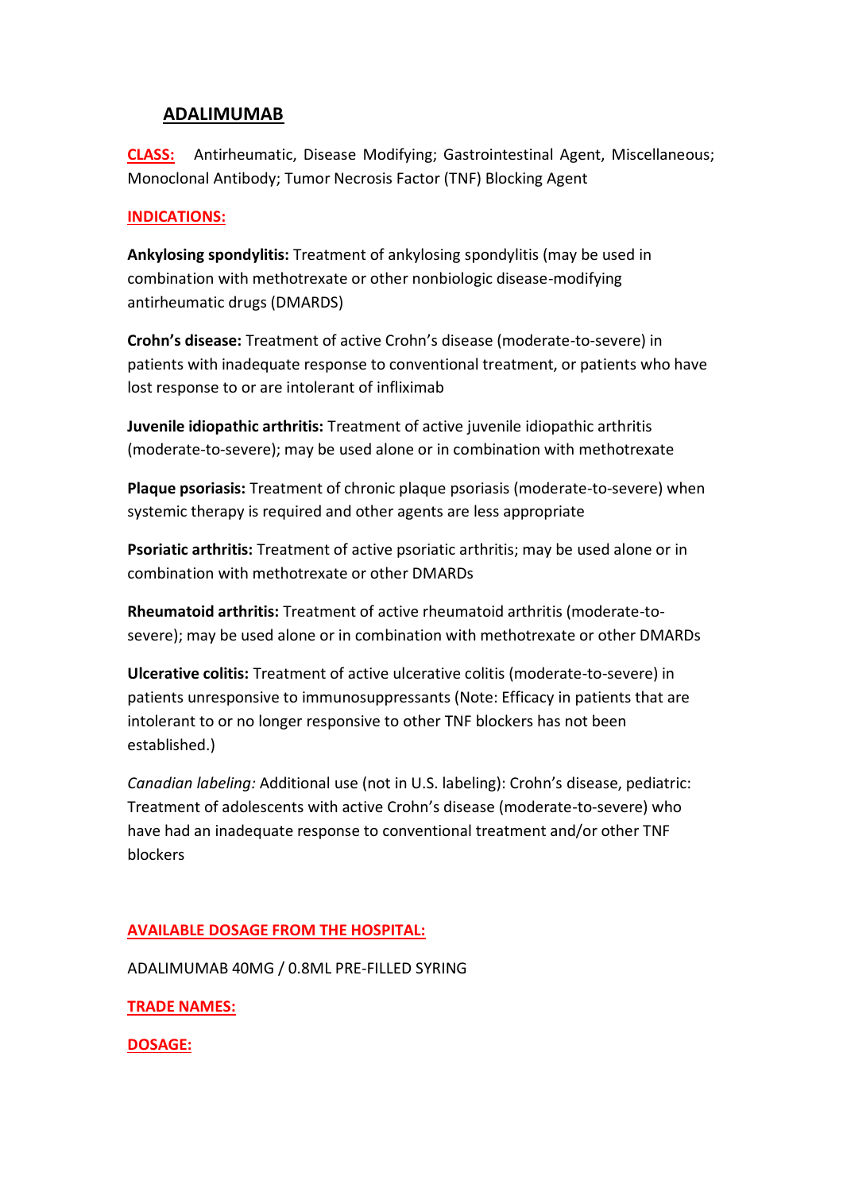# ADALIMUMAB

**CLASS:** Antirheumatic, Disease Modifying; Gastrointestinal Agent, Miscellaneous; Monoclonal Antibody; Tumor Necrosis Factor (TNF) Blocking Agent

**INDICATIONS:**

**Ankylosing spondylitis:** Treatment of ankylosing spondylitis (may be used in combination with methotrexate or other nonbiologic disease-modifying antirheumatic drugs (DMARDS)

**Crohn's disease:** Treatment of active Crohn's disease (moderate-to-severe) in patients with inadequate response to conventional treatment, or patients who have lost response to or are intolerant of infliximab

**Juvenile idiopathic arthritis:** Treatment of active juvenile idiopathic arthritis (moderate-to-severe); may be used alone or in combination with methotrexate

**Plaque psoriasis:** Treatment of chronic plaque psoriasis (moderate-to-severe) when systemic therapy is required and other agents are less appropriate

**Psoriatic arthritis:** Treatment of active psoriatic arthritis; may be used alone or in combination with methotrexate or other DMARDs

**Rheumatoid arthritis:** Treatment of active rheumatoid arthritis (moderate-to-severe); may be used alone or in combination with methotrexate or other DMARDs

**Ulcerative colitis:** Treatment of active ulcerative colitis (moderate-to-severe) in patients unresponsive to immunosuppressants (Note: Efficacy in patients that are intolerant to or no longer responsive to other TNF blockers has not been established.)

*Canadian labeling:* Additional use (not in U.S. labeling): Crohn's disease, pediatric: Treatment of adolescents with active Crohn's disease (moderate-to-severe) who have had an inadequate response to conventional treatment and/or other TNF blockers

**AVAILABLE DOSAGE FROM THE HOSPITAL:**

ADALIMUMAB 40MG / 0.8ML PRE-FILLED SYRING

**TRADE NAMES:**

**DOSAGE:**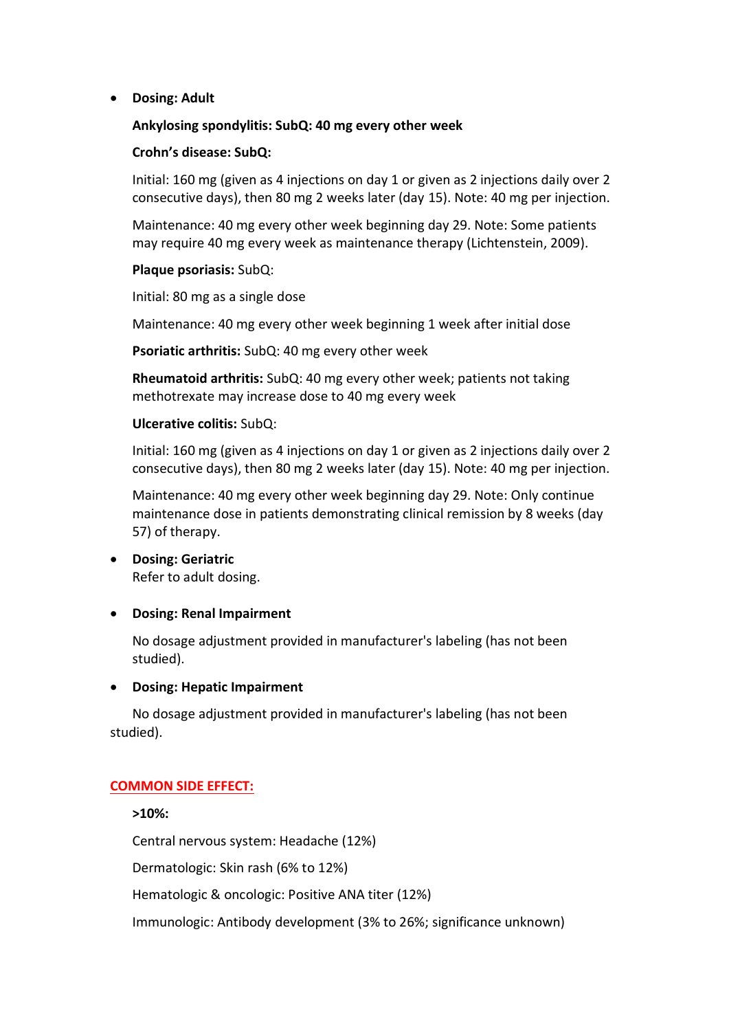- **Dosing: Adult**

  **Ankylosing spondylitis: SubQ: 40 mg every other week**

  **Crohn's disease: SubQ:**

  Initial: 160 mg (given as 4 injections on day 1 or given as 2 injections daily over 2 consecutive days), then 80 mg 2 weeks later (day 15). Note: 40 mg per injection.

  Maintenance: 40 mg every other week beginning day 29. Note: Some patients may require 40 mg every week as maintenance therapy (Lichtenstein, 2009).

  **Plaque psoriasis:** SubQ:

  Initial: 80 mg as a single dose

  Maintenance: 40 mg every other week beginning 1 week after initial dose

  **Psoriatic arthritis:** SubQ: 40 mg every other week

  **Rheumatoid arthritis:** SubQ: 40 mg every other week; patients not taking methotrexate may increase dose to 40 mg every week

  **Ulcerative colitis:** SubQ:

  Initial: 160 mg (given as 4 injections on day 1 or given as 2 injections daily over 2 consecutive days), then 80 mg 2 weeks later (day 15). Note: 40 mg per injection.

  Maintenance: 40 mg every other week beginning day 29. Note: Only continue maintenance dose in patients demonstrating clinical remission by 8 weeks (day 57) of therapy.

- **Dosing: Geriatric**
  Refer to adult dosing.

- **Dosing: Renal Impairment**

  No dosage adjustment provided in manufacturer's labeling (has not been studied).

- **Dosing: Hepatic Impairment**

  No dosage adjustment provided in manufacturer's labeling (has not been studied).

## COMMON SIDE EFFECT:

**>10%:**

Central nervous system: Headache (12%)

Dermatologic: Skin rash (6% to 12%)

Hematologic & oncologic: Positive ANA titer (12%)

Immunologic: Antibody development (3% to 26%; significance unknown)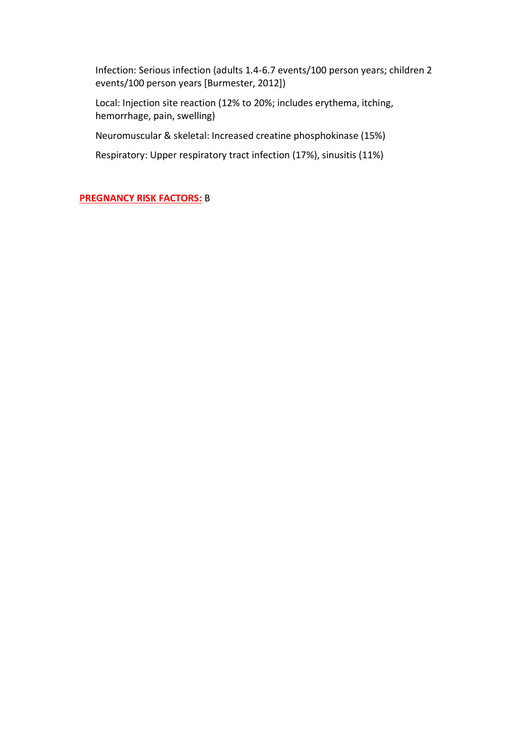Infection: Serious infection (adults 1.4-6.7 events/100 person years; children 2 events/100 person years [Burmester, 2012])

Local: Injection site reaction (12% to 20%; includes erythema, itching, hemorrhage, pain, swelling)

Neuromuscular & skeletal: Increased creatine phosphokinase (15%)

Respiratory: Upper respiratory tract infection (17%), sinusitis (11%)

**PREGNANCY RISK FACTORS:** B